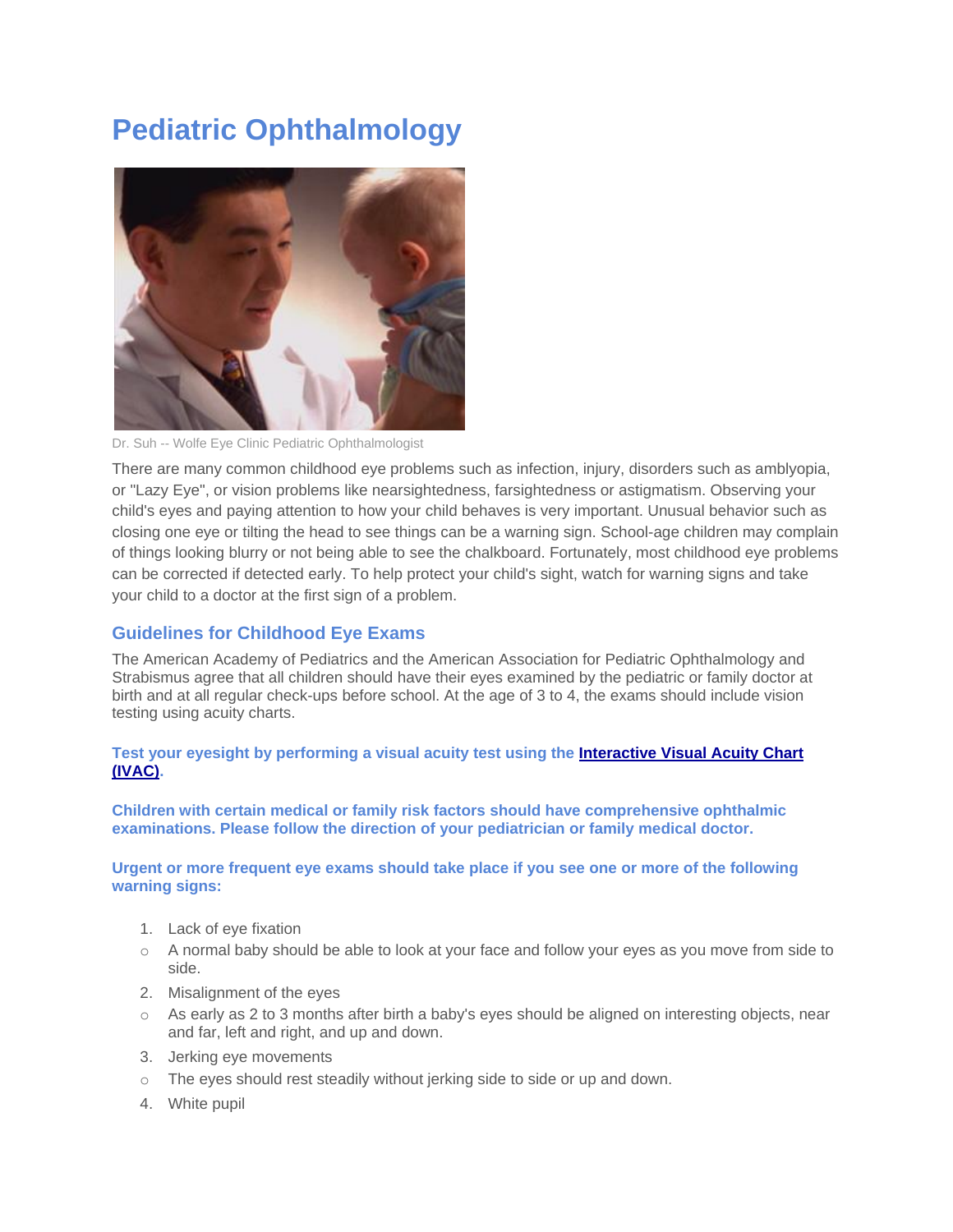# Pediatric Ophthalmology

Dr. Suh -- Wolfe Eye Clinic Pediatric Ophthalmologist

There are many common childhood eye problems such as infection, injury, disorders such as amblyopia, or "Lazy Eye", or vision problems like nearsightedness, farsightedness or astigmatism. Observing your child's eyes and paying attention to how your child behaves is very important. Unusual behavior such as closing one eye or tilting the head to see things can be a warning sign. School-age children may complain of things looking blurry or not being able to see the chalkboard. Fortunately, most childhood eye problems can be corrected if detected early. To help protect your child's sight, watch for warning signs and take your child to a doctor at the first sign of a problem.

## Guidelines for Childhood Eye Exams

The American Academy of Pediatrics and the American Association for Pediatric Ophthalmology and Strabismus agree that all children should have their eyes examined by the pediatric or family doctor at birth and at all regular check-ups before school. At the age of 3 to 4, the exams should include vision testing using acuity charts.

**Test your eyesight by performing a visual acuity test using the [Interactive Visual Acuity Chart (IVAC)](#).**

**Children with certain medical or family risk factors should have comprehensive ophthalmic examinations. Please follow the direction of your pediatrician or family medical doctor.**

**Urgent or more frequent eye exams should take place if you see one or more of the following warning signs:**

1. Lack of eye fixation
    - A normal baby should be able to look at your face and follow your eyes as you move from side to side.
2. Misalignment of the eyes
    - As early as 2 to 3 months after birth a baby's eyes should be aligned on interesting objects, near and far, left and right, and up and down.
3. Jerking eye movements
    - The eyes should rest steadily without jerking side to side or up and down.
4. White pupil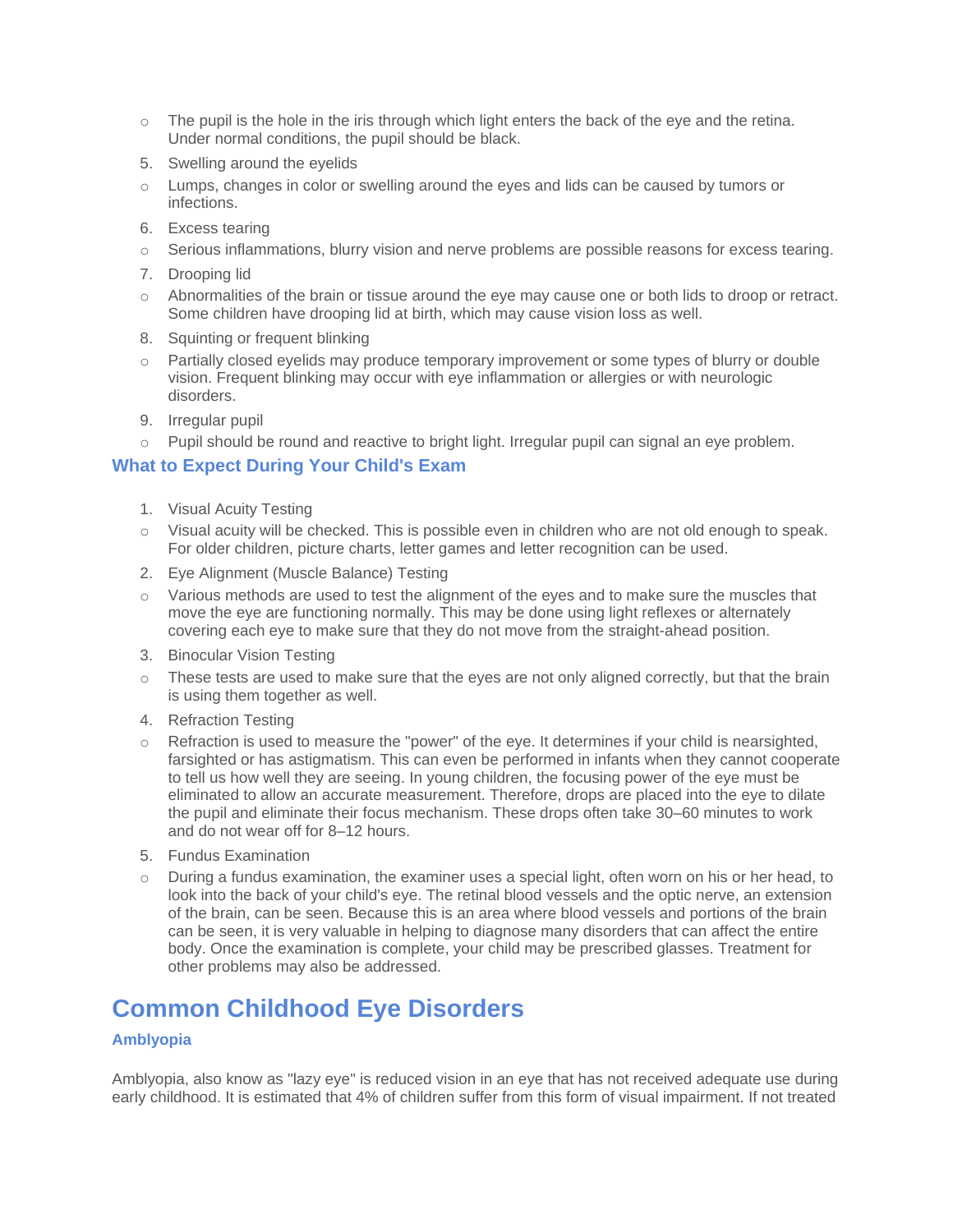- The pupil is the hole in the iris through which light enters the back of the eye and the retina. Under normal conditions, the pupil should be black.

5. Swelling around the eyelids
   - Lumps, changes in color or swelling around the eyes and lids can be caused by tumors or infections.
6. Excess tearing
   - Serious inflammations, blurry vision and nerve problems are possible reasons for excess tearing.
7. Drooping lid
   - Abnormalities of the brain or tissue around the eye may cause one or both lids to droop or retract. Some children have drooping lid at birth, which may cause vision loss as well.
8. Squinting or frequent blinking
   - Partially closed eyelids may produce temporary improvement or some types of blurry or double vision. Frequent blinking may occur with eye inflammation or allergies or with neurologic disorders.
9. Irregular pupil
   - Pupil should be round and reactive to bright light. Irregular pupil can signal an eye problem.

### What to Expect During Your Child's Exam

1. Visual Acuity Testing
   - Visual acuity will be checked. This is possible even in children who are not old enough to speak. For older children, picture charts, letter games and letter recognition can be used.
2. Eye Alignment (Muscle Balance) Testing
   - Various methods are used to test the alignment of the eyes and to make sure the muscles that move the eye are functioning normally. This may be done using light reflexes or alternately covering each eye to make sure that they do not move from the straight-ahead position.
3. Binocular Vision Testing
   - These tests are used to make sure that the eyes are not only aligned correctly, but that the brain is using them together as well.
4. Refraction Testing
   - Refraction is used to measure the "power" of the eye. It determines if your child is nearsighted, farsighted or has astigmatism. This can even be performed in infants when they cannot cooperate to tell us how well they are seeing. In young children, the focusing power of the eye must be eliminated to allow an accurate measurement. Therefore, drops are placed into the eye to dilate the pupil and eliminate their focus mechanism. These drops often take 30–60 minutes to work and do not wear off for 8–12 hours.
5. Fundus Examination
   - During a fundus examination, the examiner uses a special light, often worn on his or her head, to look into the back of your child's eye. The retinal blood vessels and the optic nerve, an extension of the brain, can be seen. Because this is an area where blood vessels and portions of the brain can be seen, it is very valuable in helping to diagnose many disorders that can affect the entire body. Once the examination is complete, your child may be prescribed glasses. Treatment for other problems may also be addressed.

## Common Childhood Eye Disorders

### Amblyopia

Amblyopia, also know as "lazy eye" is reduced vision in an eye that has not received adequate use during early childhood. It is estimated that 4% of children suffer from this form of visual impairment. If not treated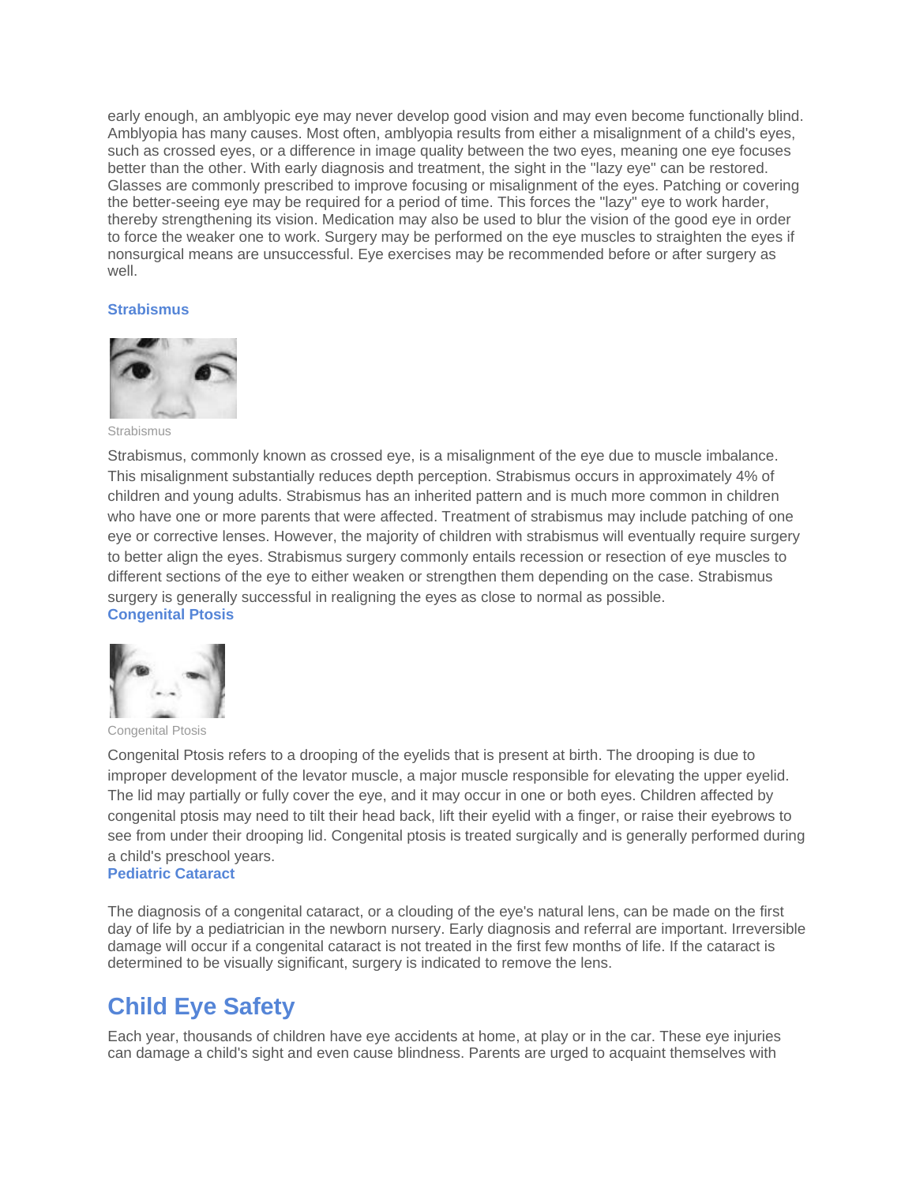early enough, an amblyopic eye may never develop good vision and may even become functionally blind. Amblyopia has many causes. Most often, amblyopia results from either a misalignment of a child's eyes, such as crossed eyes, or a difference in image quality between the two eyes, meaning one eye focuses better than the other. With early diagnosis and treatment, the sight in the "lazy eye" can be restored. Glasses are commonly prescribed to improve focusing or misalignment of the eyes. Patching or covering the better-seeing eye may be required for a period of time. This forces the "lazy" eye to work harder, thereby strengthening its vision. Medication may also be used to blur the vision of the good eye in order to force the weaker one to work. Surgery may be performed on the eye muscles to straighten the eyes if nonsurgical means are unsuccessful. Eye exercises may be recommended before or after surgery as well.

### Strabismus

Strabismus

Strabismus, commonly known as crossed eye, is a misalignment of the eye due to muscle imbalance. This misalignment substantially reduces depth perception. Strabismus occurs in approximately 4% of children and young adults. Strabismus has an inherited pattern and is much more common in children who have one or more parents that were affected. Treatment of strabismus may include patching of one eye or corrective lenses. However, the majority of children with strabismus will eventually require surgery to better align the eyes. Strabismus surgery commonly entails recession or resection of eye muscles to different sections of the eye to either weaken or strengthen them depending on the case. Strabismus surgery is generally successful in realigning the eyes as close to normal as possible.

### Congenital Ptosis

Congenital Ptosis

Congenital Ptosis refers to a drooping of the eyelids that is present at birth. The drooping is due to improper development of the levator muscle, a major muscle responsible for elevating the upper eyelid. The lid may partially or fully cover the eye, and it may occur in one or both eyes. Children affected by congenital ptosis may need to tilt their head back, lift their eyelid with a finger, or raise their eyebrows to see from under their drooping lid. Congenital ptosis is treated surgically and is generally performed during a child's preschool years.

### Pediatric Cataract

The diagnosis of a congenital cataract, or a clouding of the eye's natural lens, can be made on the first day of life by a pediatrician in the newborn nursery. Early diagnosis and referral are important. Irreversible damage will occur if a congenital cataract is not treated in the first few months of life. If the cataract is determined to be visually significant, surgery is indicated to remove the lens.

## Child Eye Safety

Each year, thousands of children have eye accidents at home, at play or in the car. These eye injuries can damage a child's sight and even cause blindness. Parents are urged to acquaint themselves with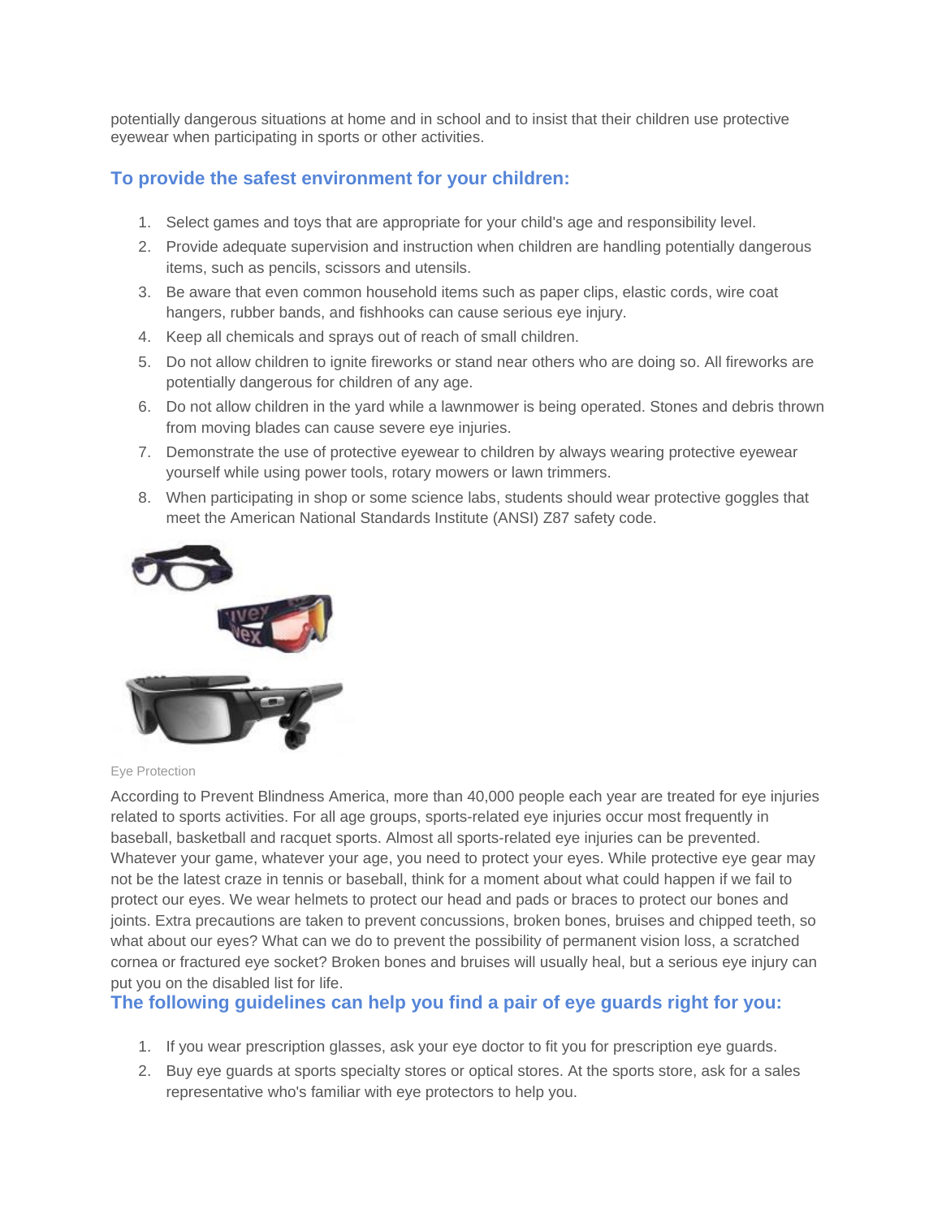potentially dangerous situations at home and in school and to insist that their children use protective eyewear when participating in sports or other activities.

## To provide the safest environment for your children:

1. Select games and toys that are appropriate for your child's age and responsibility level.
2. Provide adequate supervision and instruction when children are handling potentially dangerous items, such as pencils, scissors and utensils.
3. Be aware that even common household items such as paper clips, elastic cords, wire coat hangers, rubber bands, and fishhooks can cause serious eye injury.
4. Keep all chemicals and sprays out of reach of small children.
5. Do not allow children to ignite fireworks or stand near others who are doing so. All fireworks are potentially dangerous for children of any age.
6. Do not allow children in the yard while a lawnmower is being operated. Stones and debris thrown from moving blades can cause severe eye injuries.
7. Demonstrate the use of protective eyewear to children by always wearing protective eyewear yourself while using power tools, rotary mowers or lawn trimmers.
8. When participating in shop or some science labs, students should wear protective goggles that meet the American National Standards Institute (ANSI) Z87 safety code.

Eye Protection

According to Prevent Blindness America, more than 40,000 people each year are treated for eye injuries related to sports activities. For all age groups, sports-related eye injuries occur most frequently in baseball, basketball and racquet sports. Almost all sports-related eye injuries can be prevented. Whatever your game, whatever your age, you need to protect your eyes. While protective eye gear may not be the latest craze in tennis or baseball, think for a moment about what could happen if we fail to protect our eyes. We wear helmets to protect our head and pads or braces to protect our bones and joints. Extra precautions are taken to prevent concussions, broken bones, bruises and chipped teeth, so what about our eyes? What can we do to prevent the possibility of permanent vision loss, a scratched cornea or fractured eye socket? Broken bones and bruises will usually heal, but a serious eye injury can put you on the disabled list for life.

## The following guidelines can help you find a pair of eye guards right for you:

1. If you wear prescription glasses, ask your eye doctor to fit you for prescription eye guards.
2. Buy eye guards at sports specialty stores or optical stores. At the sports store, ask for a sales representative who's familiar with eye protectors to help you.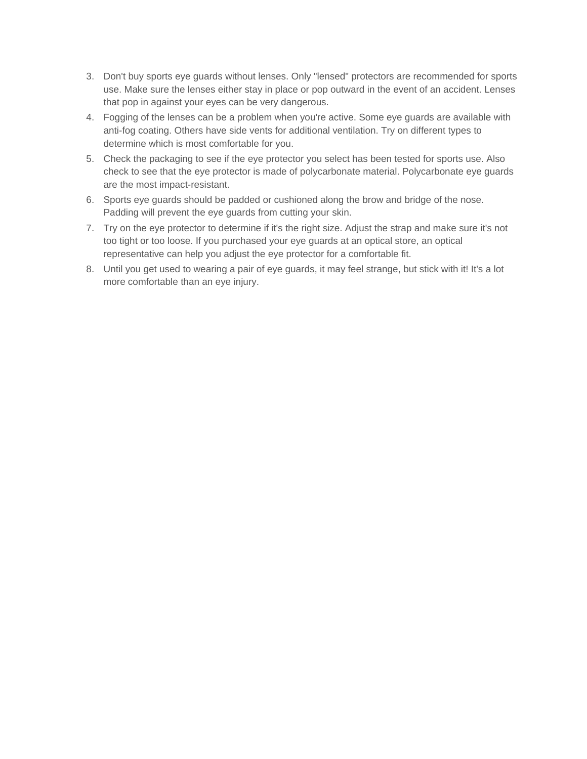3. Don't buy sports eye guards without lenses. Only "lensed" protectors are recommended for sports use. Make sure the lenses either stay in place or pop outward in the event of an accident. Lenses that pop in against your eyes can be very dangerous.
4. Fogging of the lenses can be a problem when you're active. Some eye guards are available with anti-fog coating. Others have side vents for additional ventilation. Try on different types to determine which is most comfortable for you.
5. Check the packaging to see if the eye protector you select has been tested for sports use. Also check to see that the eye protector is made of polycarbonate material. Polycarbonate eye guards are the most impact-resistant.
6. Sports eye guards should be padded or cushioned along the brow and bridge of the nose. Padding will prevent the eye guards from cutting your skin.
7. Try on the eye protector to determine if it's the right size. Adjust the strap and make sure it's not too tight or too loose. If you purchased your eye guards at an optical store, an optical representative can help you adjust the eye protector for a comfortable fit.
8. Until you get used to wearing a pair of eye guards, it may feel strange, but stick with it! It's a lot more comfortable than an eye injury.